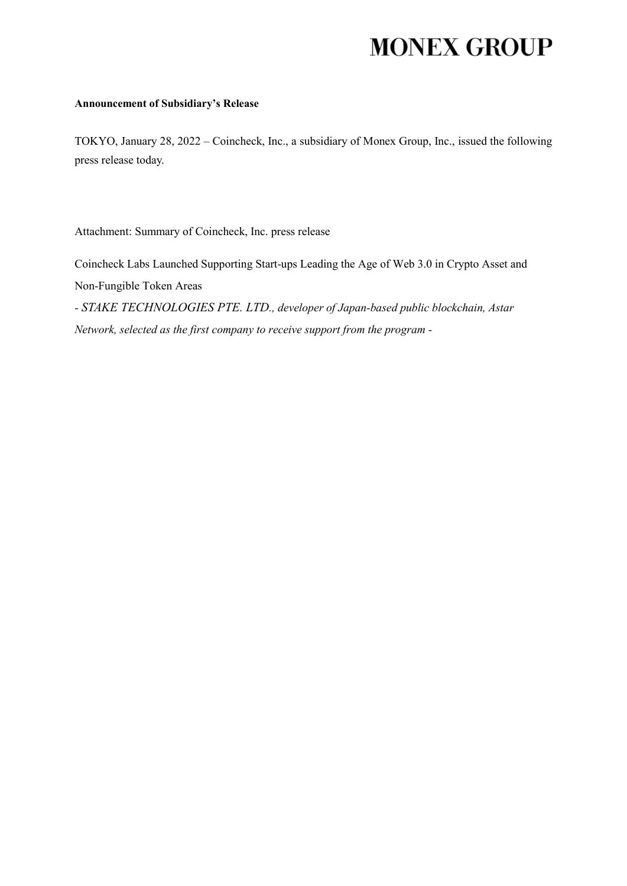# MONEX GROUP

**Announcement of Subsidiary's Release**

TOKYO, January 28, 2022 – Coincheck, Inc., a subsidiary of Monex Group, Inc., issued the following press release today.

Attachment: Summary of Coincheck, Inc. press release

Coincheck Labs Launched Supporting Start-ups Leading the Age of Web 3.0 in Crypto Asset and Non-Fungible Token Areas

*- STAKE TECHNOLOGIES PTE. LTD., developer of Japan-based public blockchain, Astar Network, selected as the first company to receive support from the program -*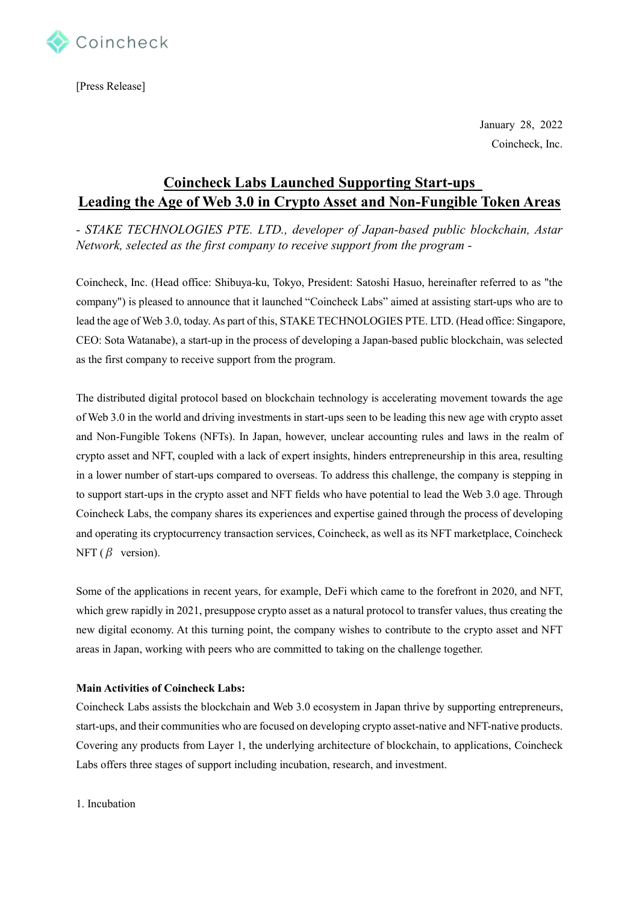[Press Release]

January 28, 2022

Coincheck, Inc.

# Coincheck Labs Launched Supporting Start-ups Leading the Age of Web 3.0 in Crypto Asset and Non-Fungible Token Areas

*- STAKE TECHNOLOGIES PTE. LTD., developer of Japan-based public blockchain, Astar Network, selected as the first company to receive support from the program -*

Coincheck, Inc. (Head office: Shibuya-ku, Tokyo, President: Satoshi Hasuo, hereinafter referred to as "the company") is pleased to announce that it launched "Coincheck Labs" aimed at assisting start-ups who are to lead the age of Web 3.0, today. As part of this, STAKE TECHNOLOGIES PTE. LTD. (Head office: Singapore, CEO: Sota Watanabe), a start-up in the process of developing a Japan-based public blockchain, was selected as the first company to receive support from the program.

The distributed digital protocol based on blockchain technology is accelerating movement towards the age of Web 3.0 in the world and driving investments in start-ups seen to be leading this new age with crypto asset and Non-Fungible Tokens (NFTs). In Japan, however, unclear accounting rules and laws in the realm of crypto asset and NFT, coupled with a lack of expert insights, hinders entrepreneurship in this area, resulting in a lower number of start-ups compared to overseas. To address this challenge, the company is stepping in to support start-ups in the crypto asset and NFT fields who have potential to lead the Web 3.0 age. Through Coincheck Labs, the company shares its experiences and expertise gained through the process of developing and operating its cryptocurrency transaction services, Coincheck, as well as its NFT marketplace, Coincheck NFT (β version).

Some of the applications in recent years, for example, DeFi which came to the forefront in 2020, and NFT, which grew rapidly in 2021, presuppose crypto asset as a natural protocol to transfer values, thus creating the new digital economy. At this turning point, the company wishes to contribute to the crypto asset and NFT areas in Japan, working with peers who are committed to taking on the challenge together.

**Main Activities of Coincheck Labs:**

Coincheck Labs assists the blockchain and Web 3.0 ecosystem in Japan thrive by supporting entrepreneurs, start-ups, and their communities who are focused on developing crypto asset-native and NFT-native products. Covering any products from Layer 1, the underlying architecture of blockchain, to applications, Coincheck Labs offers three stages of support including incubation, research, and investment.

1. Incubation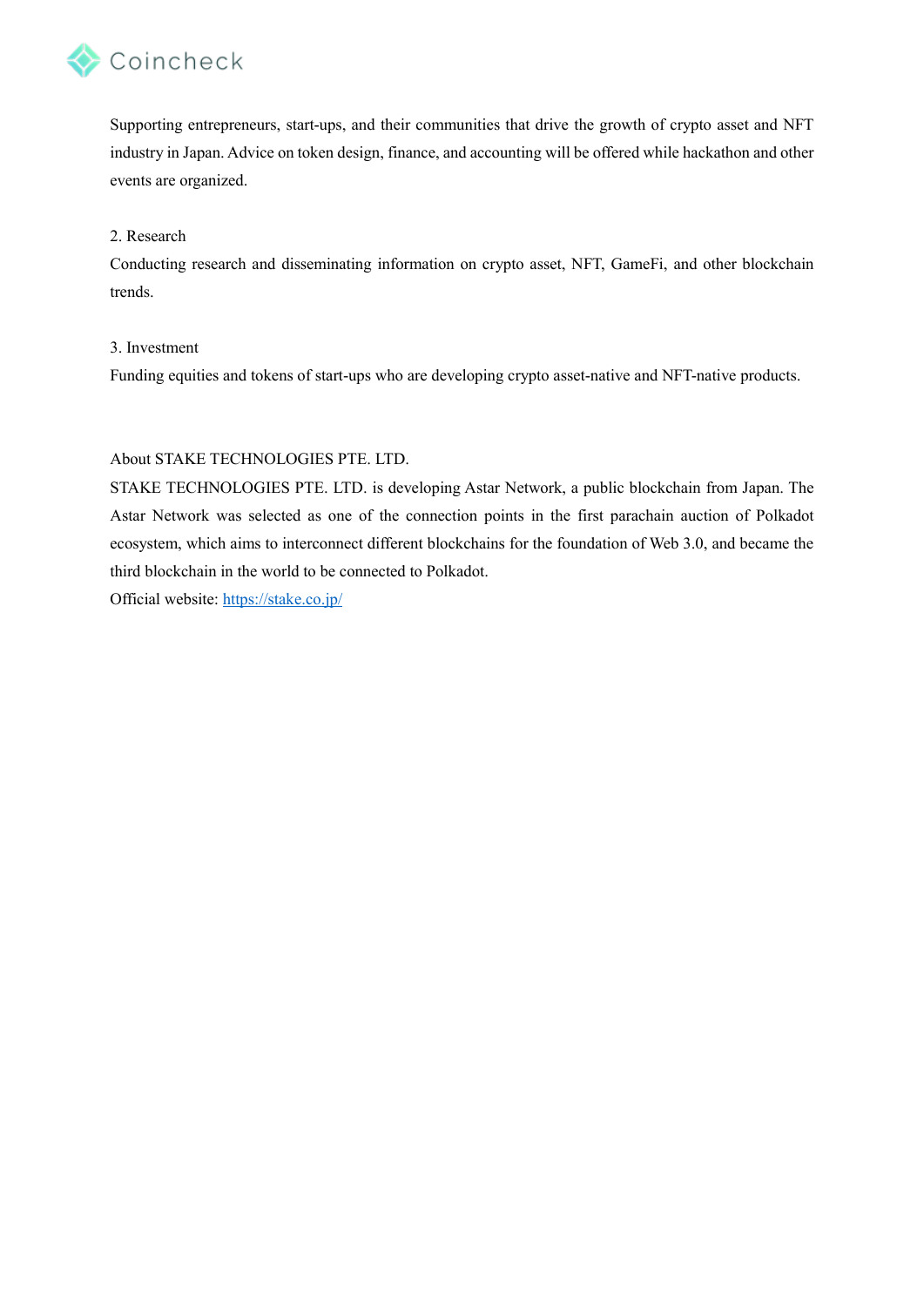Supporting entrepreneurs, start-ups, and their communities that drive the growth of crypto asset and NFT industry in Japan. Advice on token design, finance, and accounting will be offered while hackathon and other events are organized.

2. Research

Conducting research and disseminating information on crypto asset, NFT, GameFi, and other blockchain trends.

3. Investment

Funding equities and tokens of start-ups who are developing crypto asset-native and NFT-native products.

About STAKE TECHNOLOGIES PTE. LTD.

STAKE TECHNOLOGIES PTE. LTD. is developing Astar Network, a public blockchain from Japan. The Astar Network was selected as one of the connection points in the first parachain auction of Polkadot ecosystem, which aims to interconnect different blockchains for the foundation of Web 3.0, and became the third blockchain in the world to be connected to Polkadot.

Official website: [https://stake.co.jp/](https://stake.co.jp/)